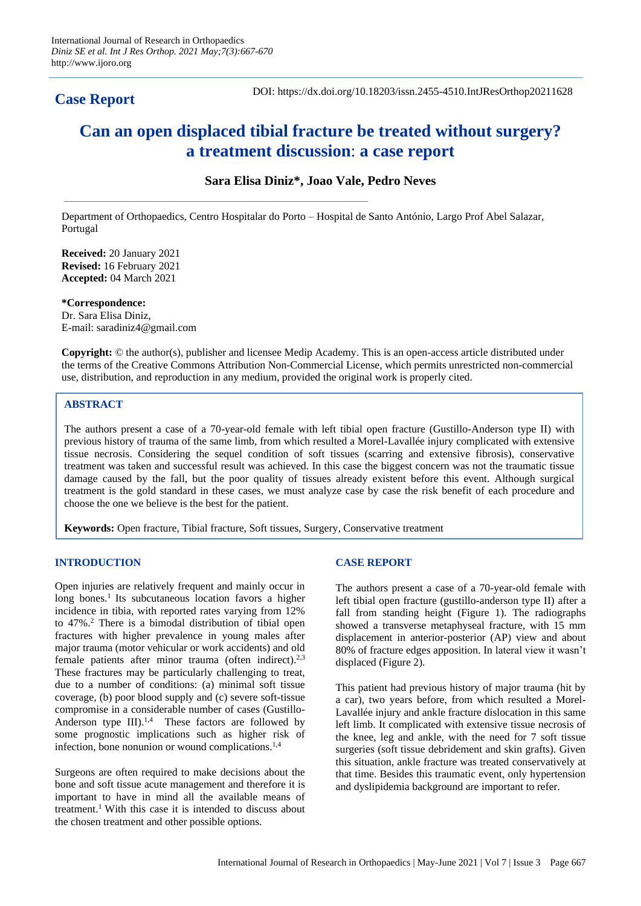## Case Report

DOI: https://dx.doi.org/10.18203/issn.2455-4510.IntJResOrthop20211628

# Can an open displaced tibial fracture be treated without surgery? a treatment discussion: a case report

**Sara Elisa Diniz\*, Joao Vale, Pedro Neves**

Department of Orthopaedics, Centro Hospitalar do Porto – Hospital de Santo António, Largo Prof Abel Salazar, Portugal

**Received:** 20 January 2021
**Revised:** 16 February 2021
**Accepted:** 04 March 2021

**\*Correspondence:**
Dr. Sara Elisa Diniz,
E-mail: saradiniz4@gmail.com

**Copyright:** © the author(s), publisher and licensee Medip Academy. This is an open-access article distributed under the terms of the Creative Commons Attribution Non-Commercial License, which permits unrestricted non-commercial use, distribution, and reproduction in any medium, provided the original work is properly cited.

## ABSTRACT

The authors present a case of a 70-year-old female with left tibial open fracture (Gustillo-Anderson type II) with previous history of trauma of the same limb, from which resulted a Morel-Lavallée injury complicated with extensive tissue necrosis. Considering the sequel condition of soft tissues (scarring and extensive fibrosis), conservative treatment was taken and successful result was achieved. In this case the biggest concern was not the traumatic tissue damage caused by the fall, but the poor quality of tissues already existent before this event. Although surgical treatment is the gold standard in these cases, we must analyze case by case the risk benefit of each procedure and choose the one we believe is the best for the patient.

**Keywords:** Open fracture, Tibial fracture, Soft tissues, Surgery, Conservative treatment

## INTRODUCTION

Open injuries are relatively frequent and mainly occur in long bones.[1] Its subcutaneous location favors a higher incidence in tibia, with reported rates varying from 12% to 47%.[2] There is a bimodal distribution of tibial open fractures with higher prevalence in young males after major trauma (motor vehicular or work accidents) and old female patients after minor trauma (often indirect).[2,3] These fractures may be particularly challenging to treat, due to a number of conditions: (a) minimal soft tissue coverage, (b) poor blood supply and (c) severe soft-tissue compromise in a considerable number of cases (Gustillo-Anderson type III).[1,4] These factors are followed by some prognostic implications such as higher risk of infection, bone nonunion or wound complications.[1,4]

Surgeons are often required to make decisions about the bone and soft tissue acute management and therefore it is important to have in mind all the available means of treatment.[1] With this case it is intended to discuss about the chosen treatment and other possible options.

## CASE REPORT

The authors present a case of a 70-year-old female with left tibial open fracture (gustillo-anderson type II) after a fall from standing height (Figure 1). The radiographs showed a transverse metaphyseal fracture, with 15 mm displacement in anterior-posterior (AP) view and about 80% of fracture edges apposition. In lateral view it wasn't displaced (Figure 2).

This patient had previous history of major trauma (hit by a car), two years before, from which resulted a Morel-Lavallée injury and ankle fracture dislocation in this same left limb. It complicated with extensive tissue necrosis of the knee, leg and ankle, with the need for 7 soft tissue surgeries (soft tissue debridement and skin grafts). Given this situation, ankle fracture was treated conservatively at that time. Besides this traumatic event, only hypertension and dyslipidemia background are important to refer.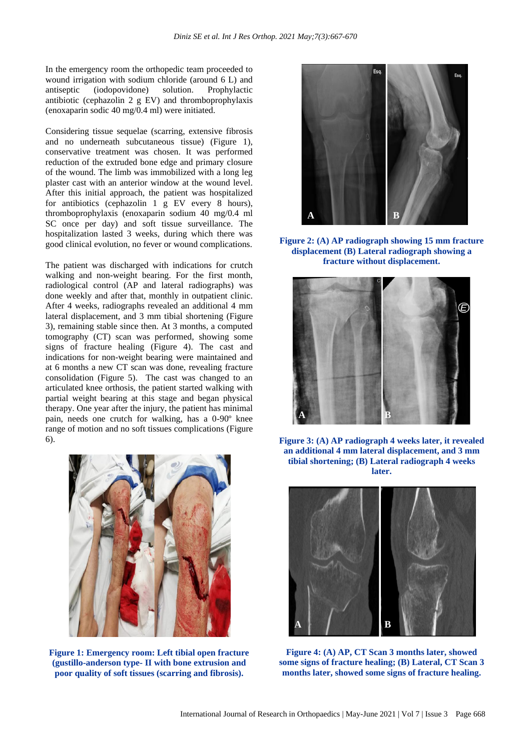In the emergency room the orthopedic team proceeded to wound irrigation with sodium chloride (around 6 L) and antiseptic (iodopovidone) solution. Prophylactic antibiotic (cephazolin 2 g EV) and thromboprophylaxis (enoxaparin sodic 40 mg/0.4 ml) were initiated.

Considering tissue sequelae (scarring, extensive fibrosis and no underneath subcutaneous tissue) (Figure 1), conservative treatment was chosen. It was performed reduction of the extruded bone edge and primary closure of the wound. The limb was immobilized with a long leg plaster cast with an anterior window at the wound level. After this initial approach, the patient was hospitalized for antibiotics (cephazolin 1 g EV every 8 hours), thromboprophylaxis (enoxaparin sodium 40 mg/0.4 ml SC once per day) and soft tissue surveillance. The hospitalization lasted 3 weeks, during which there was good clinical evolution, no fever or wound complications.

The patient was discharged with indications for crutch walking and non-weight bearing. For the first month, radiological control (AP and lateral radiographs) was done weekly and after that, monthly in outpatient clinic. After 4 weeks, radiographs revealed an additional 4 mm lateral displacement, and 3 mm tibial shortening (Figure 3), remaining stable since then. At 3 months, a computed tomography (CT) scan was performed, showing some signs of fracture healing (Figure 4). The cast and indications for non-weight bearing were maintained and at 6 months a new CT scan was done, revealing fracture consolidation (Figure 5). The cast was changed to an articulated knee orthosis, the patient started walking with partial weight bearing at this stage and began physical therapy. One year after the injury, the patient has minimal pain, needs one crutch for walking, has a 0-90º knee range of motion and no soft tissues complications (Figure 6).

**Figure 1: Emergency room: Left tibial open fracture (gustillo-anderson type- II with bone extrusion and poor quality of soft tissues (scarring and fibrosis).**

**Figure 2: (A) AP radiograph showing 15 mm fracture displacement (B) Lateral radiograph showing a fracture without displacement.**

**Figure 3: (A) AP radiograph 4 weeks later, it revealed an additional 4 mm lateral displacement, and 3 mm tibial shortening; (B) Lateral radiograph 4 weeks later.**

**Figure 4: (A) AP, CT Scan 3 months later, showed some signs of fracture healing; (B) Lateral, CT Scan 3 months later, showed some signs of fracture healing.**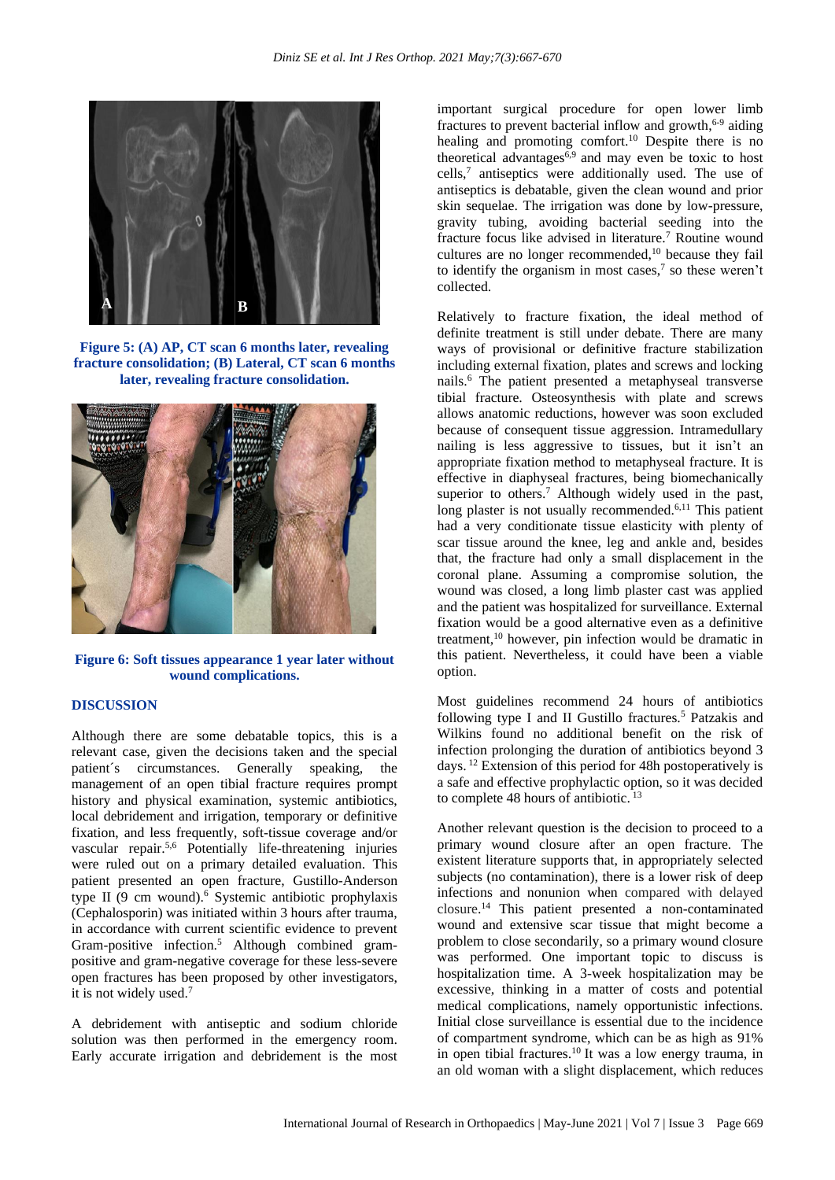Figure 5: (A) AP, CT scan 6 months later, revealing fracture consolidation; (B) Lateral, CT scan 6 months later, revealing fracture consolidation.

Figure 6: Soft tissues appearance 1 year later without wound complications.

## DISCUSSION

Although there are some debatable topics, this is a relevant case, given the decisions taken and the special patient´s circumstances. Generally speaking, the management of an open tibial fracture requires prompt history and physical examination, systemic antibiotics, local debridement and irrigation, temporary or definitive fixation, and less frequently, soft-tissue coverage and/or vascular repair.[5,6] Potentially life-threatening injuries were ruled out on a primary detailed evaluation. This patient presented an open fracture, Gustillo-Anderson type II (9 cm wound).[6] Systemic antibiotic prophylaxis (Cephalosporin) was initiated within 3 hours after trauma, in accordance with current scientific evidence to prevent Gram-positive infection.[5] Although combined gram-positive and gram-negative coverage for these less-severe open fractures has been proposed by other investigators, it is not widely used.[7]

A debridement with antiseptic and sodium chloride solution was then performed in the emergency room. Early accurate irrigation and debridement is the most important surgical procedure for open lower limb fractures to prevent bacterial inflow and growth,[6-9] aiding healing and promoting comfort.[10] Despite there is no theoretical advantages[6,9] and may even be toxic to host cells,[7] antiseptics were additionally used. The use of antiseptics is debatable, given the clean wound and prior skin sequelae. The irrigation was done by low-pressure, gravity tubing, avoiding bacterial seeding into the fracture focus like advised in literature.[7] Routine wound cultures are no longer recommended,[10] because they fail to identify the organism in most cases,[7] so these weren't collected.

Relatively to fracture fixation, the ideal method of definite treatment is still under debate. There are many ways of provisional or definitive fracture stabilization including external fixation, plates and screws and locking nails.[6] The patient presented a metaphyseal transverse tibial fracture. Osteosynthesis with plate and screws allows anatomic reductions, however was soon excluded because of consequent tissue aggression. Intramedullary nailing is less aggressive to tissues, but it isn't an appropriate fixation method to metaphyseal fracture. It is effective in diaphyseal fractures, being biomechanically superior to others.[7] Although widely used in the past, long plaster is not usually recommended.[6,11] This patient had a very conditionate tissue elasticity with plenty of scar tissue around the knee, leg and ankle and, besides that, the fracture had only a small displacement in the coronal plane. Assuming a compromise solution, the wound was closed, a long limb plaster cast was applied and the patient was hospitalized for surveillance. External fixation would be a good alternative even as a definitive treatment,[10] however, pin infection would be dramatic in this patient. Nevertheless, it could have been a viable option.

Most guidelines recommend 24 hours of antibiotics following type I and II Gustillo fractures.[5] Patzakis and Wilkins found no additional benefit on the risk of infection prolonging the duration of antibiotics beyond 3 days.[12] Extension of this period for 48h postoperatively is a safe and effective prophylactic option, so it was decided to complete 48 hours of antibiotic.[13]

Another relevant question is the decision to proceed to a primary wound closure after an open fracture. The existent literature supports that, in appropriately selected subjects (no contamination), there is a lower risk of deep infections and nonunion when compared with delayed closure.[14] This patient presented a non-contaminated wound and extensive scar tissue that might become a problem to close secondarily, so a primary wound closure was performed. One important topic to discuss is hospitalization time. A 3-week hospitalization may be excessive, thinking in a matter of costs and potential medical complications, namely opportunistic infections. Initial close surveillance is essential due to the incidence of compartment syndrome, which can be as high as 91% in open tibial fractures.[10] It was a low energy trauma, in an old woman with a slight displacement, which reduces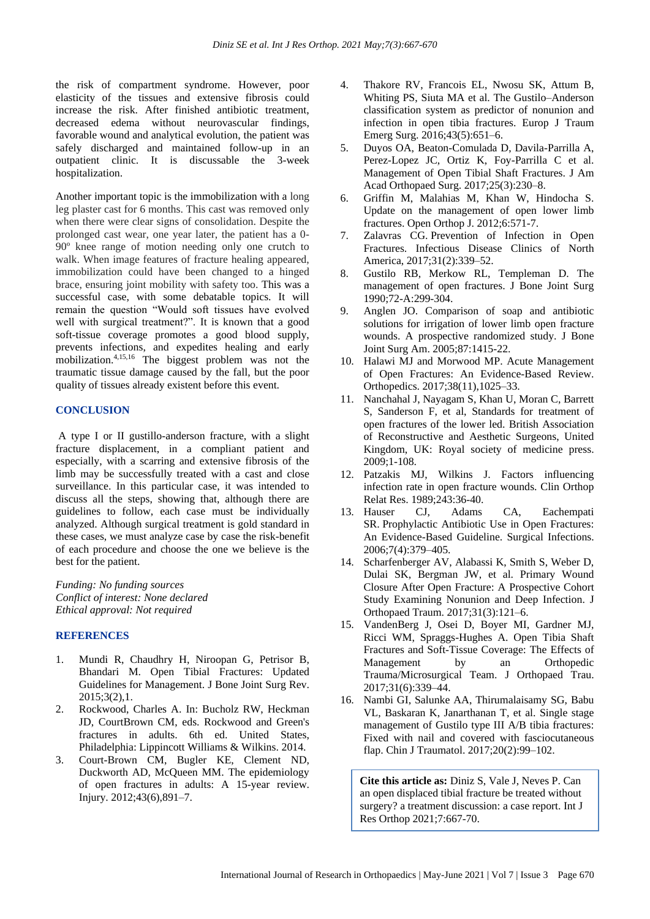the risk of compartment syndrome. However, poor elasticity of the tissues and extensive fibrosis could increase the risk. After finished antibiotic treatment, decreased edema without neurovascular findings, favorable wound and analytical evolution, the patient was safely discharged and maintained follow-up in an outpatient clinic. It is discussable the 3-week hospitalization.

Another important topic is the immobilization with a long leg plaster cast for 6 months. This cast was removed only when there were clear signs of consolidation. Despite the prolonged cast wear, one year later, the patient has a 0-90º knee range of motion needing only one crutch to walk. When image features of fracture healing appeared, immobilization could have been changed to a hinged brace, ensuring joint mobility with safety too. This was a successful case, with some debatable topics. It will remain the question "Would soft tissues have evolved well with surgical treatment?". It is known that a good soft-tissue coverage promotes a good blood supply, prevents infections, and expedites healing and early mobilization.[4,15,16] The biggest problem was not the traumatic tissue damage caused by the fall, but the poor quality of tissues already existent before this event.

## CONCLUSION

A type I or II gustillo-anderson fracture, with a slight fracture displacement, in a compliant patient and especially, with a scarring and extensive fibrosis of the limb may be successfully treated with a cast and close surveillance. In this particular case, it was intended to discuss all the steps, showing that, although there are guidelines to follow, each case must be individually analyzed. Although surgical treatment is gold standard in these cases, we must analyze case by case the risk-benefit of each procedure and choose the one we believe is the best for the patient.

*Funding: No funding sources*
*Conflict of interest: None declared*
*Ethical approval: Not required*

## REFERENCES

1. Mundi R, Chaudhry H, Niroopan G, Petrisor B, Bhandari M. Open Tibial Fractures: Updated Guidelines for Management. J Bone Joint Surg Rev. 2015;3(2),1.
2. Rockwood, Charles A. In: Bucholz RW, Heckman JD, CourtBrown CM, eds. Rockwood and Green's fractures in adults. 6th ed. United States, Philadelphia: Lippincott Williams & Wilkins. 2014.
3. Court-Brown CM, Bugler KE, Clement ND, Duckworth AD, McQueen MM. The epidemiology of open fractures in adults: A 15-year review. Injury. 2012;43(6),891–7.
4. Thakore RV, Francois EL, Nwosu SK, Attum B, Whiting PS, Siuta MA et al. The Gustilo–Anderson classification system as predictor of nonunion and infection in open tibia fractures. Europ J Traum Emerg Surg. 2016;43(5):651–6.
5. Duyos OA, Beaton-Comulada D, Davila-Parrilla A, Perez-Lopez JC, Ortiz K, Foy-Parrilla C et al. Management of Open Tibial Shaft Fractures. J Am Acad Orthopaed Surg. 2017;25(3):230–8.
6. Griffin M, Malahias M, Khan W, Hindocha S. Update on the management of open lower limb fractures. Open Orthop J. 2012;6:571-7.
7. Zalavras CG. Prevention of Infection in Open Fractures. Infectious Disease Clinics of North America, 2017;31(2):339–52.
8. Gustilo RB, Merkow RL, Templeman D. The management of open fractures. J Bone Joint Surg 1990;72-A:299-304.
9. Anglen JO. Comparison of soap and antibiotic solutions for irrigation of lower limb open fracture wounds. A prospective randomized study. J Bone Joint Surg Am. 2005;87:1415-22.
10. Halawi MJ and Morwood MP. Acute Management of Open Fractures: An Evidence-Based Review. Orthopedics. 2017;38(11),1025–33.
11. Nanchahal J, Nayagam S, Khan U, Moran C, Barrett S, Sanderson F, et al, Standards for treatment of open fractures of the lower led. British Association of Reconstructive and Aesthetic Surgeons, United Kingdom, UK: Royal society of medicine press. 2009;1-108.
12. Patzakis MJ, Wilkins J. Factors influencing infection rate in open fracture wounds. Clin Orthop Relat Res. 1989;243:36-40.
13. Hauser CJ, Adams CA, Eachempati SR. Prophylactic Antibiotic Use in Open Fractures: An Evidence-Based Guideline. Surgical Infections. 2006;7(4):379–405.
14. Scharfenberger AV, Alabassi K, Smith S, Weber D, Dulai SK, Bergman JW, et al. Primary Wound Closure After Open Fracture: A Prospective Cohort Study Examining Nonunion and Deep Infection. J Orthopaed Traum. 2017;31(3):121–6.
15. VandenBerg J, Osei D, Boyer MI, Gardner MJ, Ricci WM, Spraggs-Hughes A. Open Tibia Shaft Fractures and Soft-Tissue Coverage: The Effects of Management by an Orthopedic Trauma/Microsurgical Team. J Orthopaed Trau. 2017;31(6):339–44.
16. Nambi GI, Salunke AA, Thirumalaisamy SG, Babu VL, Baskaran K, Janarthanan T, et al. Single stage management of Gustilo type III A/B tibia fractures: Fixed with nail and covered with fasciocutaneous flap. Chin J Traumatol. 2017;20(2):99–102.

**Cite this article as:** Diniz S, Vale J, Neves P. Can an open displaced tibial fracture be treated without surgery? a treatment discussion: a case report. Int J Res Orthop 2021;7:667-70.